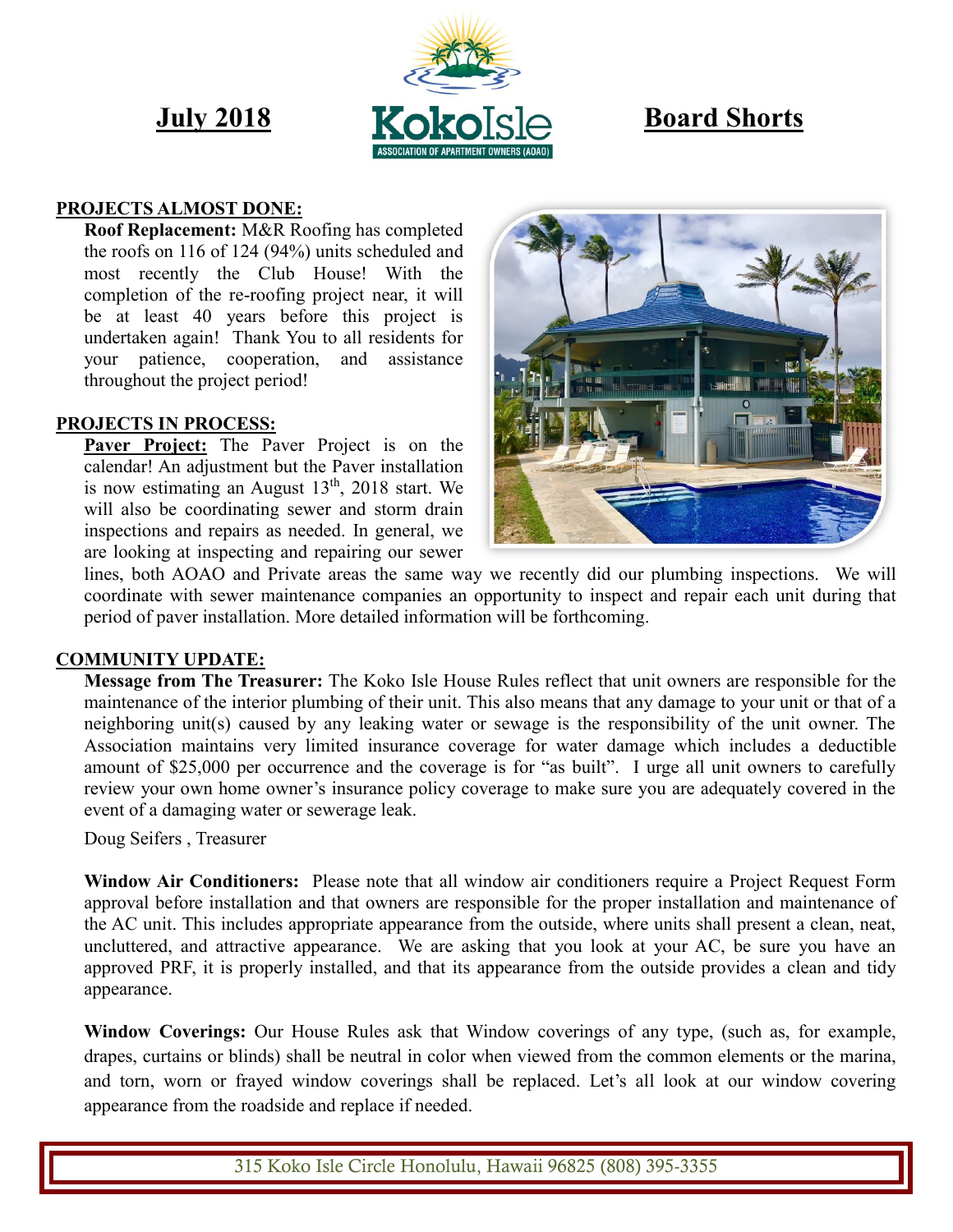**July 2018** **KokoIsle** ASSOCIATION OF APARTMENT OWNERS (AOAO) **Board Shorts**

## PROJECTS ALMOST DONE:

**Roof Replacement:** M&R Roofing has completed the roofs on 116 of 124 (94%) units scheduled and most recently the Club House! With the completion of the re-roofing project near, it will be at least 40 years before this project is undertaken again! Thank You to all residents for your patience, cooperation, and assistance throughout the project period!

## PROJECTS IN PROCESS:

**Paver Project:** The Paver Project is on the calendar! An adjustment but the Paver installation is now estimating an August 13th, 2018 start. We will also be coordinating sewer and storm drain inspections and repairs as needed. In general, we are looking at inspecting and repairing our sewer lines, both AOAO and Private areas the same way we recently did our plumbing inspections. We will coordinate with sewer maintenance companies an opportunity to inspect and repair each unit during that period of paver installation. More detailed information will be forthcoming.

## COMMUNITY UPDATE:

**Message from The Treasurer:** The Koko Isle House Rules reflect that unit owners are responsible for the maintenance of the interior plumbing of their unit. This also means that any damage to your unit or that of a neighboring unit(s) caused by any leaking water or sewage is the responsibility of the unit owner. The Association maintains very limited insurance coverage for water damage which includes a deductible amount of $25,000 per occurrence and the coverage is for "as built". I urge all unit owners to carefully review your own home owner's insurance policy coverage to make sure you are adequately covered in the event of a damaging water or sewerage leak.

Doug Seifers , Treasurer

**Window Air Conditioners:** Please note that all window air conditioners require a Project Request Form approval before installation and that owners are responsible for the proper installation and maintenance of the AC unit. This includes appropriate appearance from the outside, where units shall present a clean, neat, uncluttered, and attractive appearance. We are asking that you look at your AC, be sure you have an approved PRF, it is properly installed, and that its appearance from the outside provides a clean and tidy appearance.

**Window Coverings:** Our House Rules ask that Window coverings of any type, (such as, for example, drapes, curtains or blinds) shall be neutral in color when viewed from the common elements or the marina, and torn, worn or frayed window coverings shall be replaced. Let's all look at our window covering appearance from the roadside and replace if needed.

315 Koko Isle Circle Honolulu, Hawaii 96825 (808) 395-3355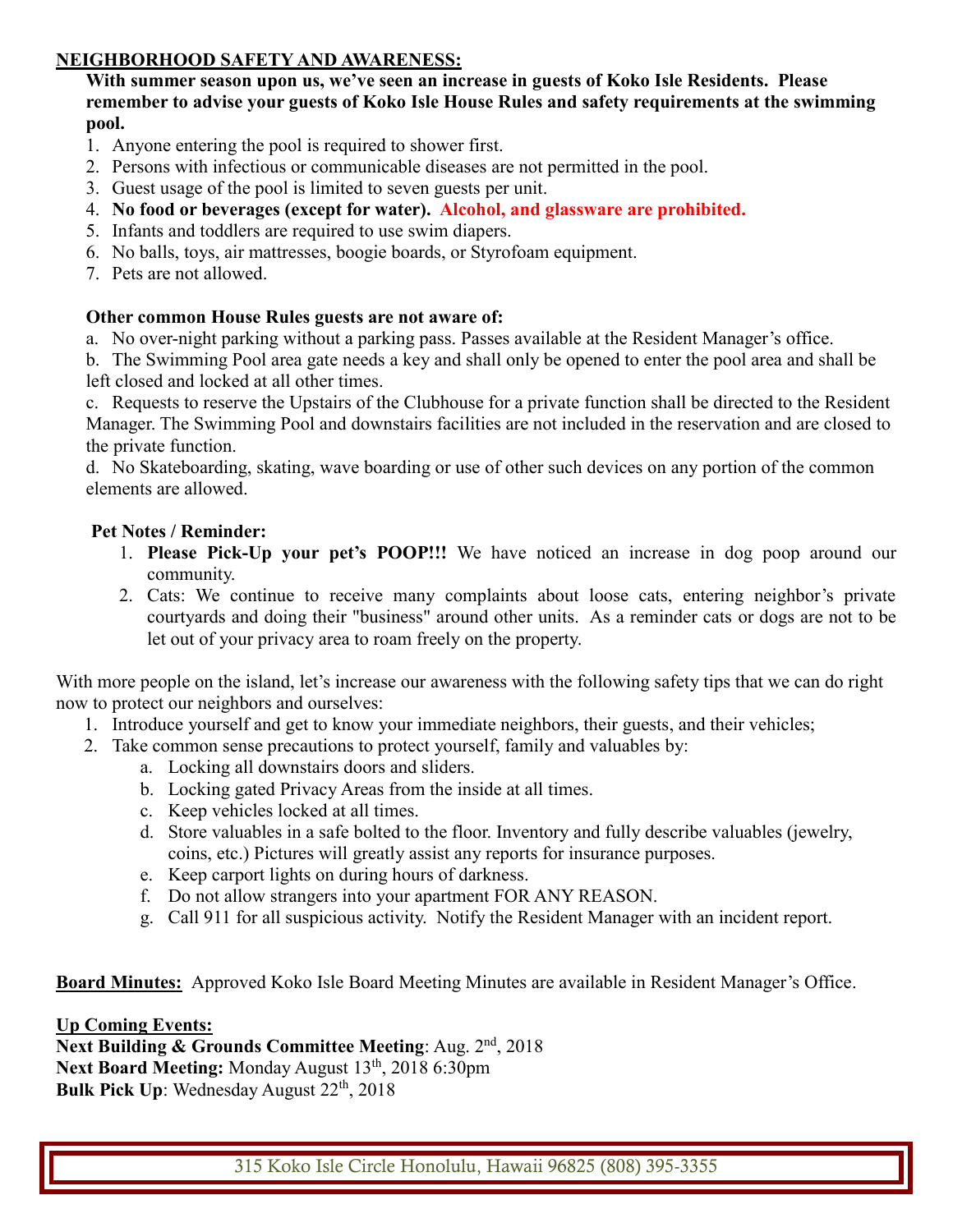## NEIGHBORHOOD SAFETY AND AWARENESS:

**With summer season upon us, we've seen an increase in guests of Koko Isle Residents. Please remember to advise your guests of Koko Isle House Rules and safety requirements at the swimming pool.**

1. Anyone entering the pool is required to shower first.
2. Persons with infectious or communicable diseases are not permitted in the pool.
3. Guest usage of the pool is limited to seven guests per unit.
4. **No food or beverages (except for water). Alcohol, and glassware are prohibited.**
5. Infants and toddlers are required to use swim diapers.
6. No balls, toys, air mattresses, boogie boards, or Styrofoam equipment.
7. Pets are not allowed.

**Other common House Rules guests are not aware of:**

a. No over-night parking without a parking pass. Passes available at the Resident Manager's office.

b. The Swimming Pool area gate needs a key and shall only be opened to enter the pool area and shall be left closed and locked at all other times.

c. Requests to reserve the Upstairs of the Clubhouse for a private function shall be directed to the Resident Manager. The Swimming Pool and downstairs facilities are not included in the reservation and are closed to the private function.

d. No Skateboarding, skating, wave boarding or use of other such devices on any portion of the common elements are allowed.

**Pet Notes / Reminder:**

1. **Please Pick-Up your pet's POOP!!!** We have noticed an increase in dog poop around our community.
2. Cats: We continue to receive many complaints about loose cats, entering neighbor's private courtyards and doing their "business" around other units. As a reminder cats or dogs are not to be let out of your privacy area to roam freely on the property.

With more people on the island, let's increase our awareness with the following safety tips that we can do right now to protect our neighbors and ourselves:

1. Introduce yourself and get to know your immediate neighbors, their guests, and their vehicles;
2. Take common sense precautions to protect yourself, family and valuables by:
   a. Locking all downstairs doors and sliders.
   b. Locking gated Privacy Areas from the inside at all times.
   c. Keep vehicles locked at all times.
   d. Store valuables in a safe bolted to the floor. Inventory and fully describe valuables (jewelry, coins, etc.) Pictures will greatly assist any reports for insurance purposes.
   e. Keep carport lights on during hours of darkness.
   f. Do not allow strangers into your apartment FOR ANY REASON.
   g. Call 911 for all suspicious activity. Notify the Resident Manager with an incident report.

**Board Minutes:** Approved Koko Isle Board Meeting Minutes are available in Resident Manager's Office.

**Up Coming Events:**

**Next Building & Grounds Committee Meeting**: Aug. 2nd, 2018

**Next Board Meeting:** Monday August 13th, 2018 6:30pm

**Bulk Pick Up**: Wednesday August 22th, 2018

315 Koko Isle Circle Honolulu, Hawaii 96825 (808) 395-3355